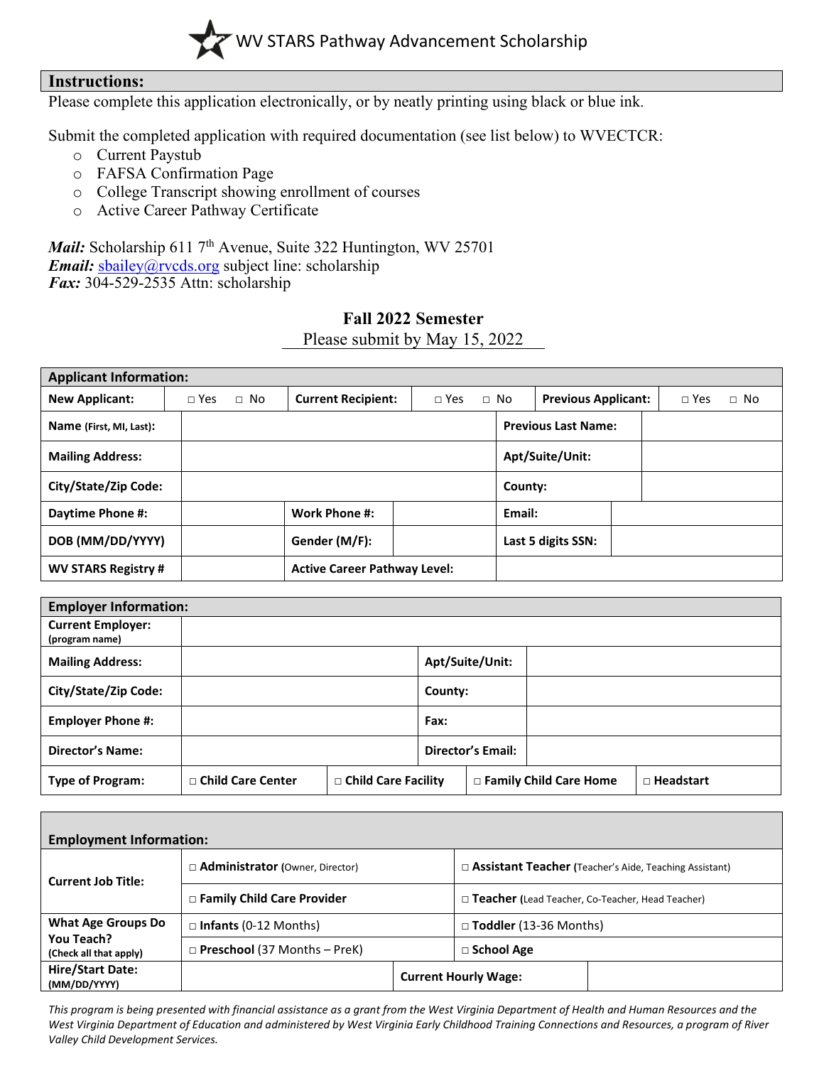# WV STARS Pathway Advancement Scholarship

## Instructions:

Please complete this application electronically, or by neatly printing using black or blue ink.

Submit the completed application with required documentation (see list below) to WVECTCR:

- Current Paystub
- FAFSA Confirmation Page
- College Transcript showing enrollment of courses
- Active Career Pathway Certificate

***Mail:*** Scholarship 611 7th Avenue, Suite 322 Huntington, WV 25701
***Email:*** sbailey@rvcds.org subject line: scholarship
***Fax:*** 304-529-2535 Attn: scholarship

**Fall 2022 Semester**

Please submit by May 15, 2022

| **Applicant Information:** | | | | | |
|---|---|---|---|---|---|
| **New Applicant:** | □ Yes □ No | **Current Recipient:** | □ Yes □ No | **Previous Applicant:** | □ Yes □ No |
| **Name** (First, MI, Last): | | | | **Previous Last Name:** | |
| **Mailing Address:** | | | | **Apt/Suite/Unit:** | |
| **City/State/Zip Code:** | | | | **County:** | |
| **Daytime Phone #:** | | **Work Phone #:** | | **Email:** | |
| **DOB (MM/DD/YYYY)** | | **Gender (M/F):** | | **Last 5 digits SSN:** | |
| **WV STARS Registry #** | | **Active Career Pathway Level:** | | | |

| **Employer Information:** | | | | |
|---|---|---|---|---|
| **Current Employer:** (program name) | | | | |
| **Mailing Address:** | | | **Apt/Suite/Unit:** | |
| **City/State/Zip Code:** | | | **County:** | |
| **Employer Phone #:** | | | **Fax:** | |
| **Director's Name:** | | | **Director's Email:** | |
| **Type of Program:** | □ **Child Care Center** | □ **Child Care Facility** | □ **Family Child Care Home** | □ **Headstart** |

| **Employment Information:** | | | |
|---|---|---|---|
| **Current Job Title:** | □ **Administrator** (Owner, Director) | □ **Assistant Teacher** (Teacher's Aide, Teaching Assistant) | |
| | □ **Family Child Care Provider** | □ **Teacher** (Lead Teacher, Co-Teacher, Head Teacher) | |
| **What Age Groups Do You Teach?** (Check all that apply) | □ **Infants** (0-12 Months) | □ **Toddler** (13-36 Months) | |
| | □ **Preschool** (37 Months – PreK) | □ **School Age** | |
| **Hire/Start Date:** (MM/DD/YYYY) | | **Current Hourly Wage:** | |

*This program is being presented with financial assistance as a grant from the West Virginia Department of Health and Human Resources and the West Virginia Department of Education and administered by West Virginia Early Childhood Training Connections and Resources, a program of River Valley Child Development Services.*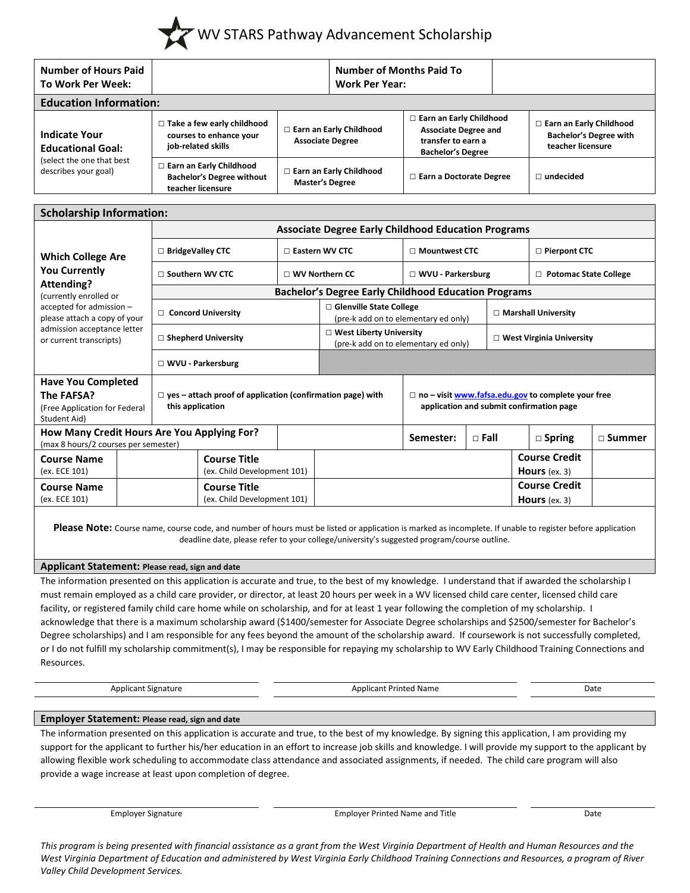# WV STARS Pathway Advancement Scholarship

| | | | |
|---|---|---|---|
| **Number of Hours Paid To Work Per Week:** | | **Number of Months Paid To Work Per Year:** | |

## Education Information:

| | | | | |
|---|---|---|---|---|
| **Indicate Your Educational Goal:** (select the one that best describes your goal) | □ **Take a few early childhood courses to enhance your job-related skills** | □ **Earn an Early Childhood Associate Degree** | □ **Earn an Early Childhood Associate Degree and transfer to earn a Bachelor's Degree** | □ **Earn an Early Childhood Bachelor's Degree with teacher licensure** |
| | □ **Earn an Early Childhood Bachelor's Degree without teacher licensure** | □ **Earn an Early Childhood Master's Degree** | □ **Earn a Doctorate Degree** | □ **undecided** |

## Scholarship Information:

| | | | | |
|---|---|---|---|---|
| **Which College Are You Currently Attending?** (currently enrolled or accepted for admission – please attach a copy of your admission acceptance letter or current transcripts) | **Associate Degree Early Childhood Education Programs** | | | |
| | □ **BridgeValley CTC** | □ **Eastern WV CTC** | □ **Mountwest CTC** | □ **Pierpont CTC** |
| | □ **Southern WV CTC** | □ **WV Northern CC** | □ **WVU - Parkersburg** | □ **Potomac State College** |
| | **Bachelor's Degree Early Childhood Education Programs** | | | |
| | □ **Concord University** | □ **Glenville State College** (pre-k add on to elementary ed only) | □ **Marshall University** | |
| | □ **Shepherd University** | □ **West Liberty University** (pre-k add on to elementary ed only) | □ **West Virginia University** | |
| | □ **WVU - Parkersburg** | | | |

| | | |
|---|---|---|
| **Have You Completed The FAFSA?** (Free Application for Federal Student Aid) | □ **yes – attach proof of application (confirmation page) with this application** | □ **no – visit www.fafsa.edu.gov to complete your free application and submit confirmation page** |

| | | | | | |
|---|---|---|---|---|---|
| **How Many Credit Hours Are You Applying For?** (max 8 hours/2 courses per semester) | | **Semester:** | □ **Fall** | □ **Spring** | □ **Summer** |

| | | | | | |
|---|---|---|---|---|---|
| **Course Name** (ex. ECE 101) | | **Course Title** (ex. Child Development 101) | | **Course Credit Hours** (ex. 3) | |
| **Course Name** (ex. ECE 101) | | **Course Title** (ex. Child Development 101) | | **Course Credit Hours** (ex. 3) | |

**Please Note:** Course name, course code, and number of hours must be listed or application is marked as incomplete. If unable to register before application deadline date, please refer to your college/university's suggested program/course outline.

## Applicant Statement: Please read, sign and date

The information presented on this application is accurate and true, to the best of my knowledge. I understand that if awarded the scholarship I must remain employed as a child care provider, or director, at least 20 hours per week in a WV licensed child care center, licensed child care facility, or registered family child care home while on scholarship, and for at least 1 year following the completion of my scholarship. I acknowledge that there is a maximum scholarship award ($1400/semester for Associate Degree scholarships and $2500/semester for Bachelor's Degree scholarships) and I am responsible for any fees beyond the amount of the scholarship award. If coursework is not successfully completed, or I do not fulfill my scholarship commitment(s), I may be responsible for repaying my scholarship to WV Early Childhood Training Connections and Resources.

Applicant Signature ____________ Applicant Printed Name ____________ Date ____________

## Employer Statement: Please read, sign and date

The information presented on this application is accurate and true, to the best of my knowledge. By signing this application, I am providing my support for the applicant to further his/her education in an effort to increase job skills and knowledge. I will provide my support to the applicant by allowing flexible work scheduling to accommodate class attendance and associated assignments, if needed. The child care program will also provide a wage increase at least upon completion of degree.

Employer Signature ____________ Employer Printed Name and Title ____________ Date ____________

*This program is being presented with financial assistance as a grant from the West Virginia Department of Health and Human Resources and the West Virginia Department of Education and administered by West Virginia Early Childhood Training Connections and Resources, a program of River Valley Child Development Services.*